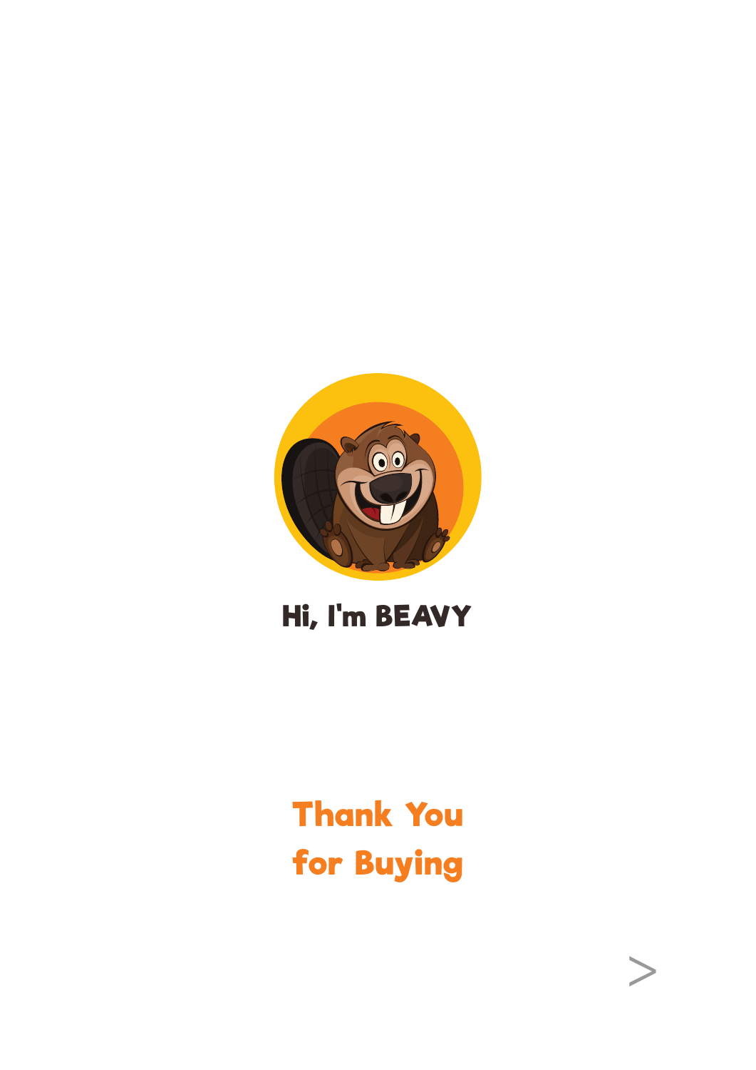# Hi, I'm BEAVY

## Thank You for Buying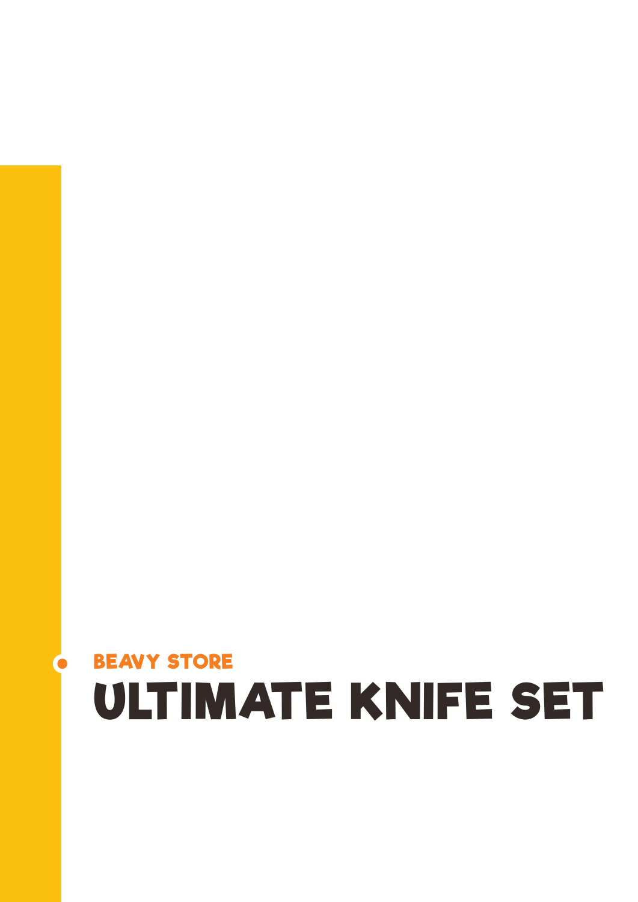BEAVY STORE

# ULTIMATE KNIFE SET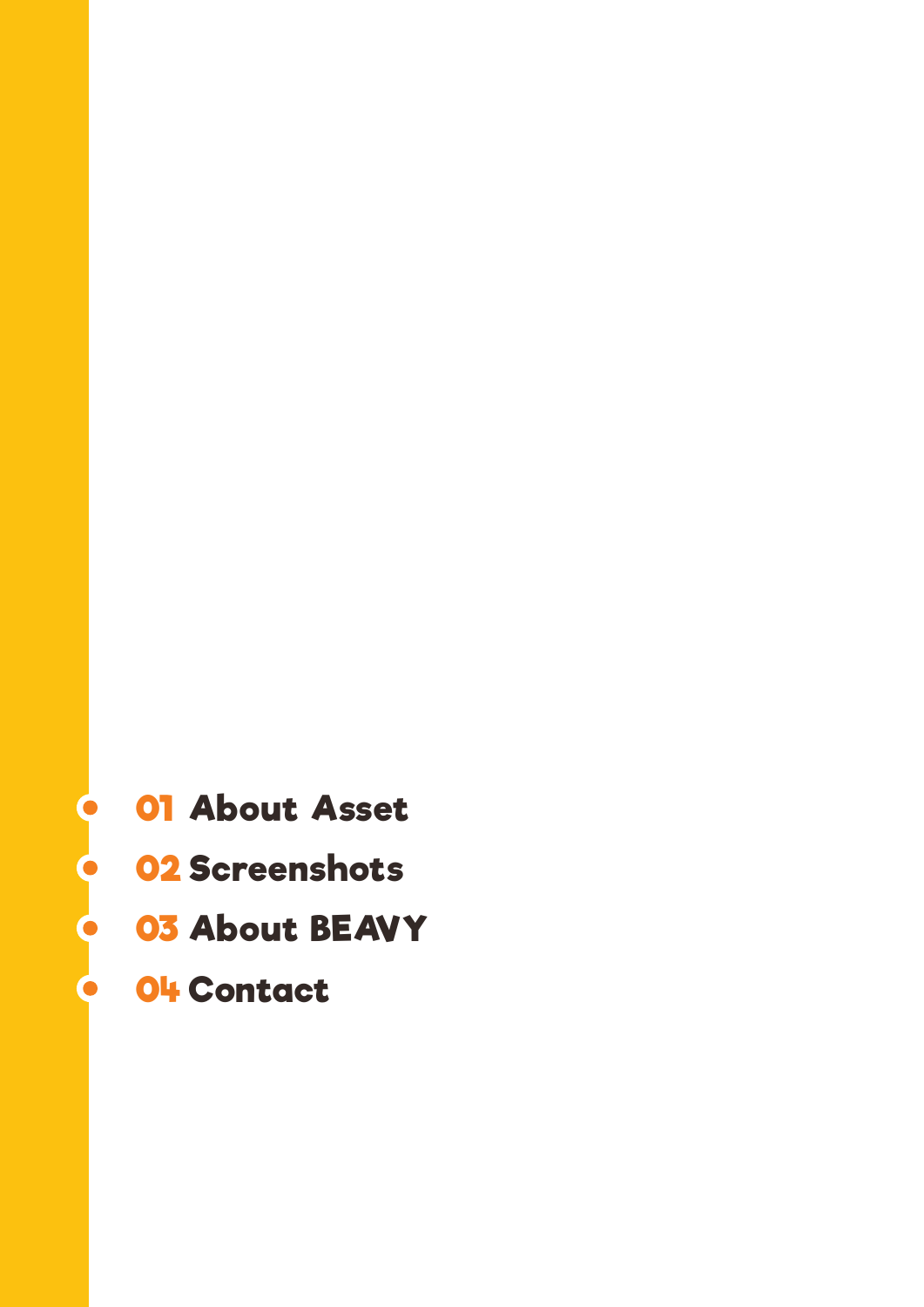- **01 About Asset**
- **02 Screenshots**
- **03 About BEAVY**
- **04 Contact**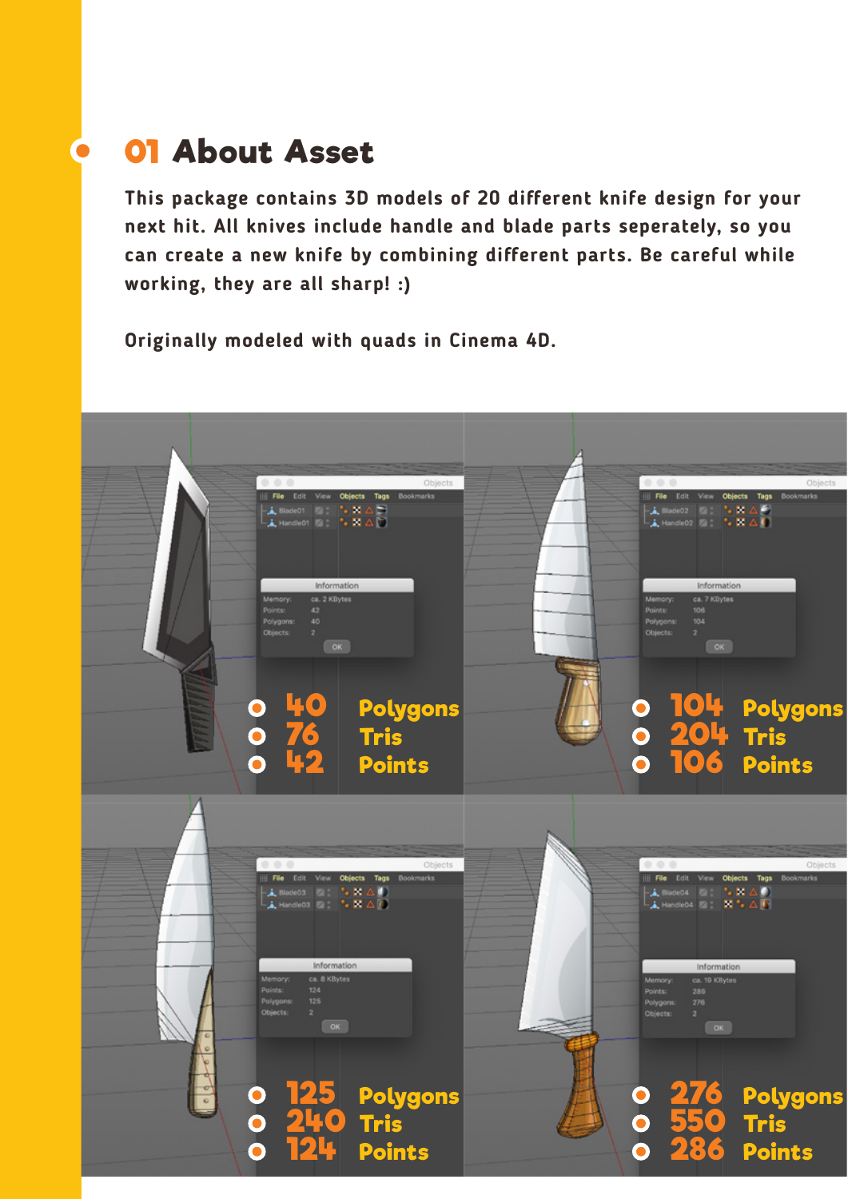## 01 About Asset

**This package contains 3D models of 20 different knife design for your next hit. All knives include handle and blade parts seperately, so you can create a new knife by combining different parts. Be careful while working, they are all sharp! :)**

**Originally modeled with quads in Cinema 4D.**

- 40 Polygons
- 76 Tris
- 42 Points

- 104 Polygons
- 204 Tris
- 106 Points

- 125 Polygons
- 240 Tris
- 124 Points

- 276 Polygons
- 550 Tris
- 286 Points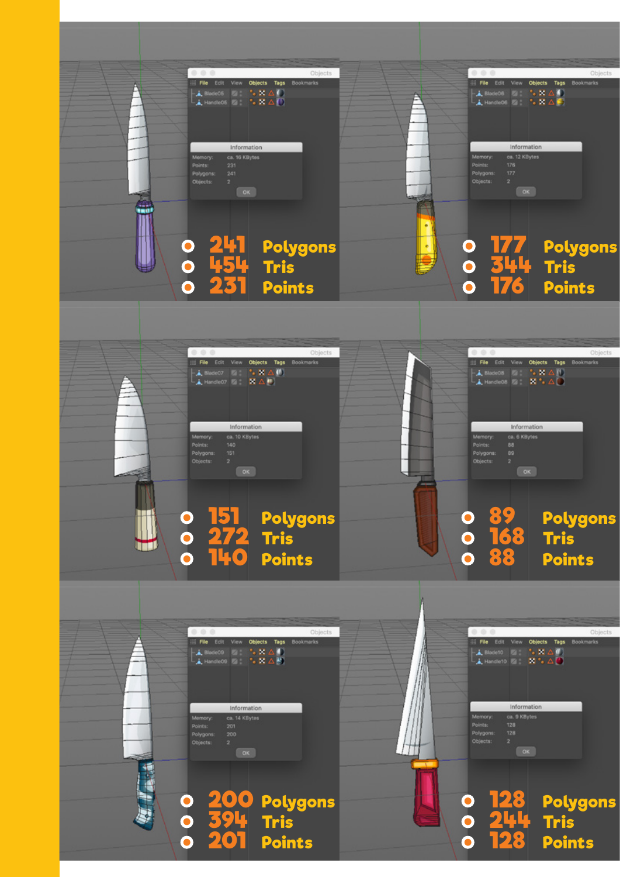- 241 Polygons
- 454 Tris
- 231 Points

- 177 Polygons
- 344 Tris
- 176 Points

- 151 Polygons
- 272 Tris
- 140 Points

- 89 Polygons
- 168 Tris
- 88 Points

- 200 Polygons
- 394 Tris
- 201 Points

- 128 Polygons
- 244 Tris
- 128 Points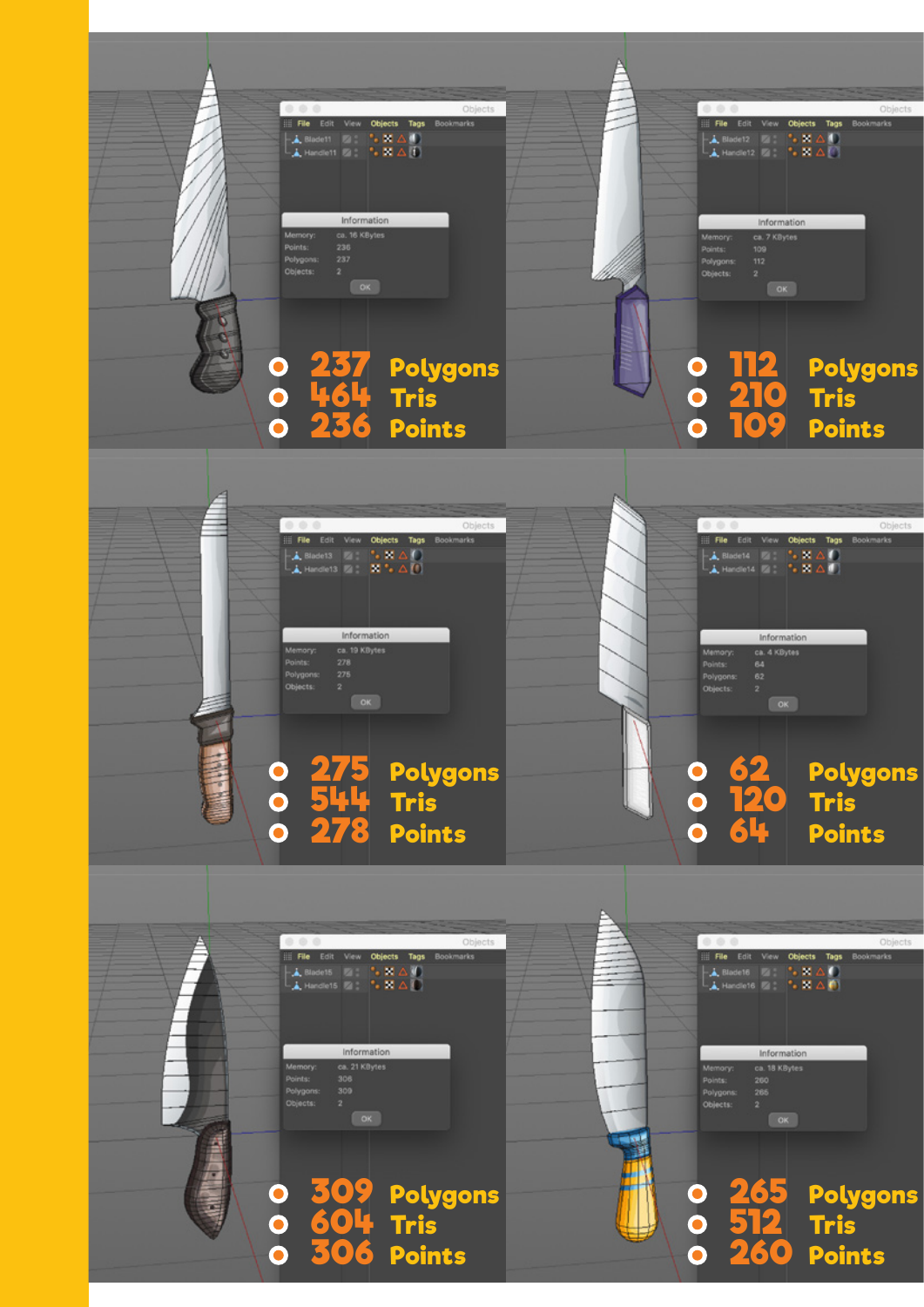- 237 Polygons
- 464 Tris
- 236 Points

- 112 Polygons
- 210 Tris
- 109 Points

- 275 Polygons
- 544 Tris
- 278 Points

- 62 Polygons
- 120 Tris
- 64 Points

- 309 Polygons
- 604 Tris
- 306 Points

- 265 Polygons
- 512 Tris
- 260 Points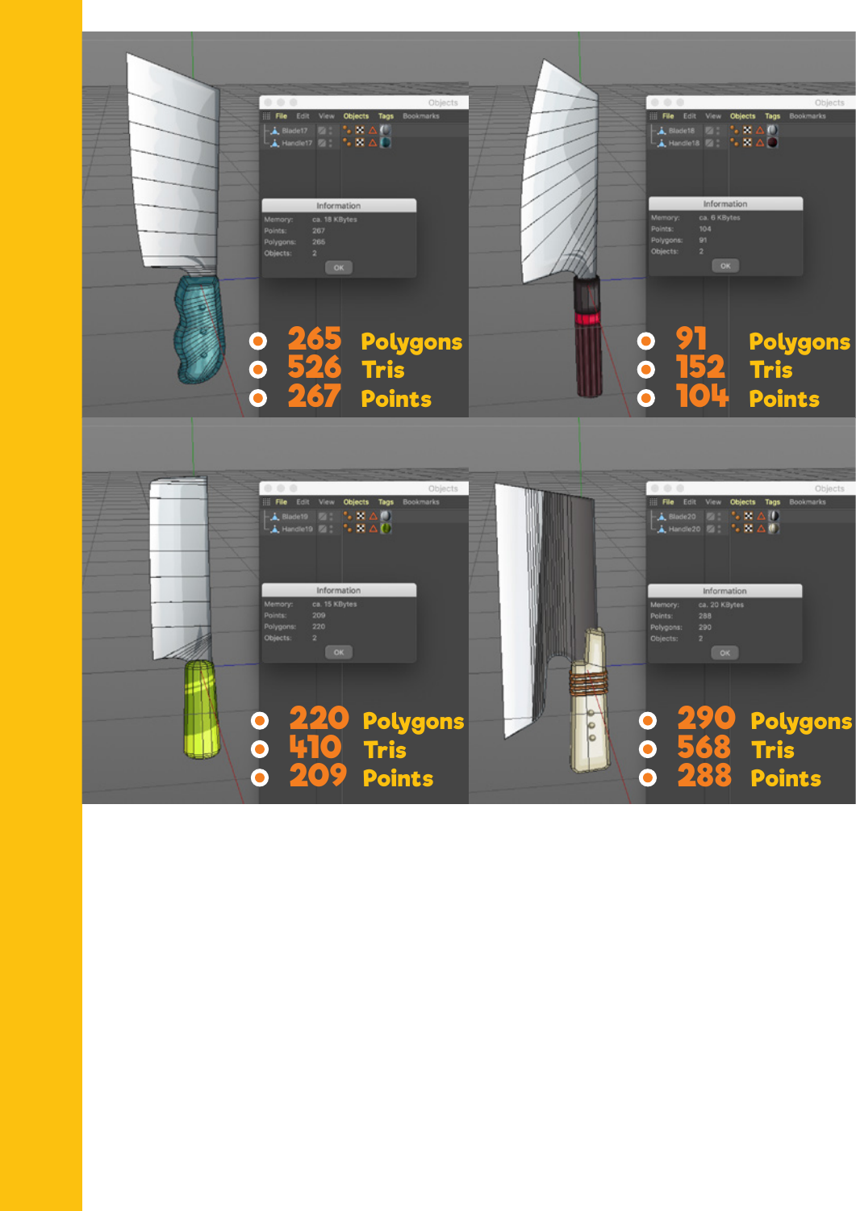- 265 Polygons
- 526 Tris
- 267 Points

- 91 Polygons
- 152 Tris
- 104 Points

- 220 Polygons
- 410 Tris
- 209 Points

- 290 Polygons
- 568 Tris
- 288 Points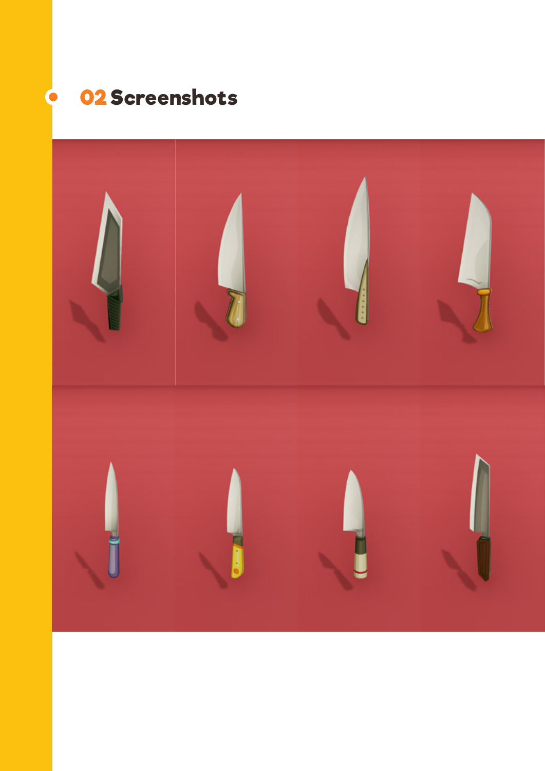## 02 Screenshots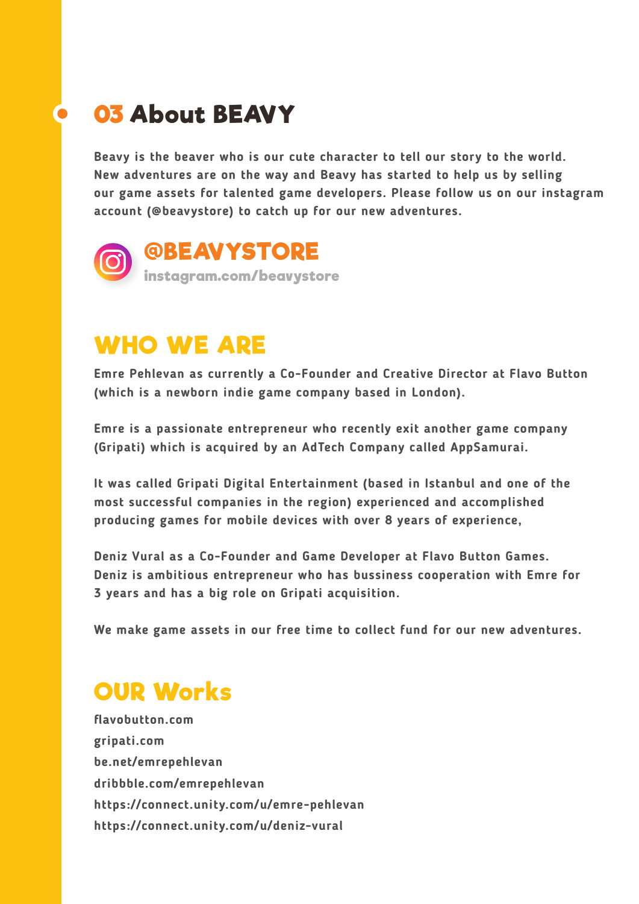## 03 About BEAVY

Beavy is the beaver who is our cute character to tell our story to the world. New adventures are on the way and Beavy has started to help us by selling our game assets for talented game developers. Please follow us on our instagram account (@beavystore) to catch up for our new adventures.

**@BEAVYSTORE**
instagram.com/beavystore

## WHO WE ARE

Emre Pehlevan as currently a Co-Founder and Creative Director at Flavo Button (which is a newborn indie game company based in London).

Emre is a passionate entrepreneur who recently exit another game company (Gripati) which is acquired by an AdTech Company called AppSamurai.

It was called Gripati Digital Entertainment (based in Istanbul and one of the most successful companies in the region) experienced and accomplished producing games for mobile devices with over 8 years of experience,

Deniz Vural as a Co-Founder and Game Developer at Flavo Button Games. Deniz is ambitious entrepreneur who has bussiness cooperation with Emre for 3 years and has a big role on Gripati acquisition.

We make game assets in our free time to collect fund for our new adventures.

## OUR Works

flavobutton.com
gripati.com
be.net/emrepehlevan
dribbble.com/emrepehlevan
https://connect.unity.com/u/emre-pehlevan
https://connect.unity.com/u/deniz-vural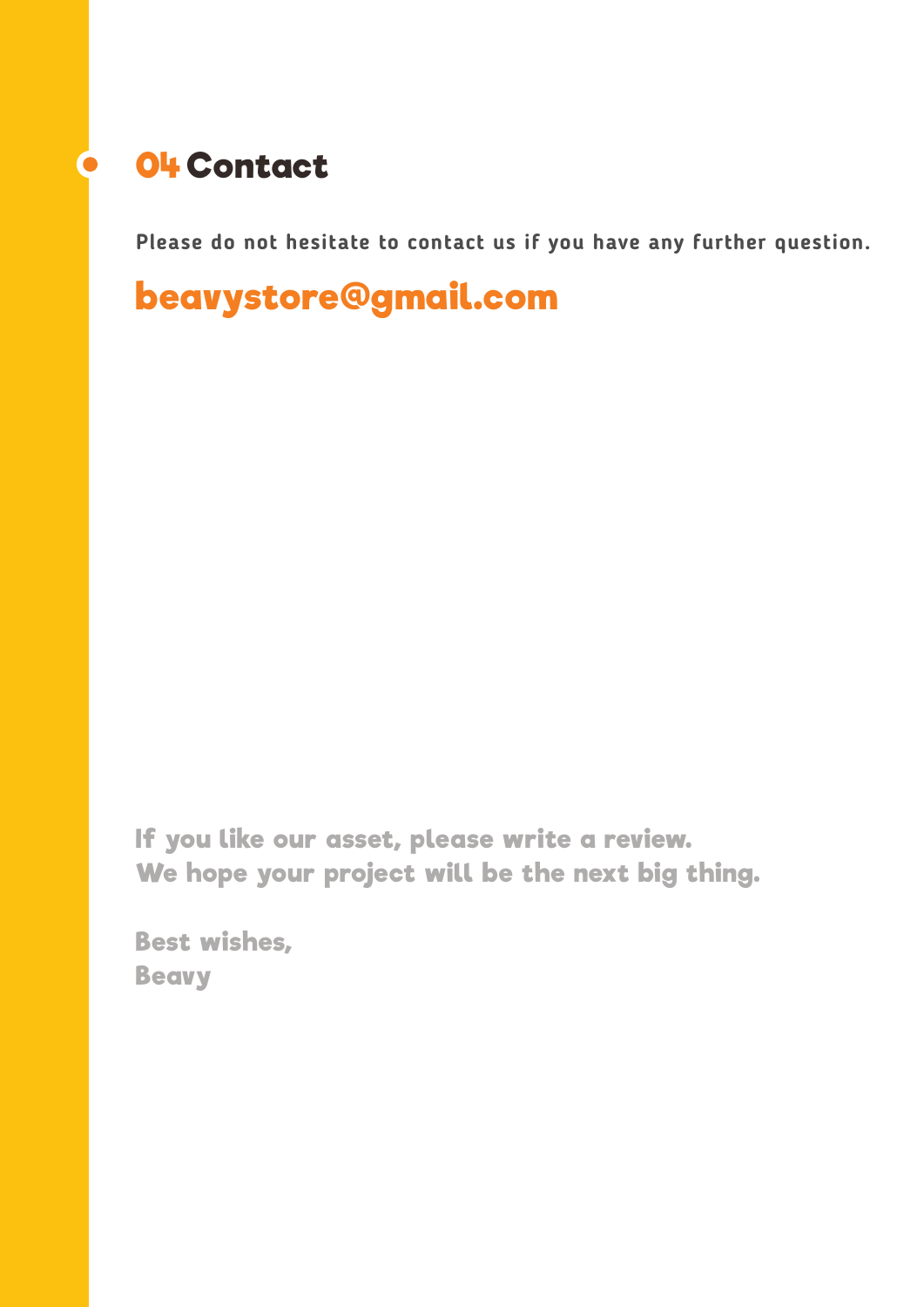## 04 Contact

Please do not hesitate to contact us if you have any further question.

**beavystore@gmail.com**

If you like our asset, please write a review.
We hope your project will be the next big thing.

Best wishes,
Beavy